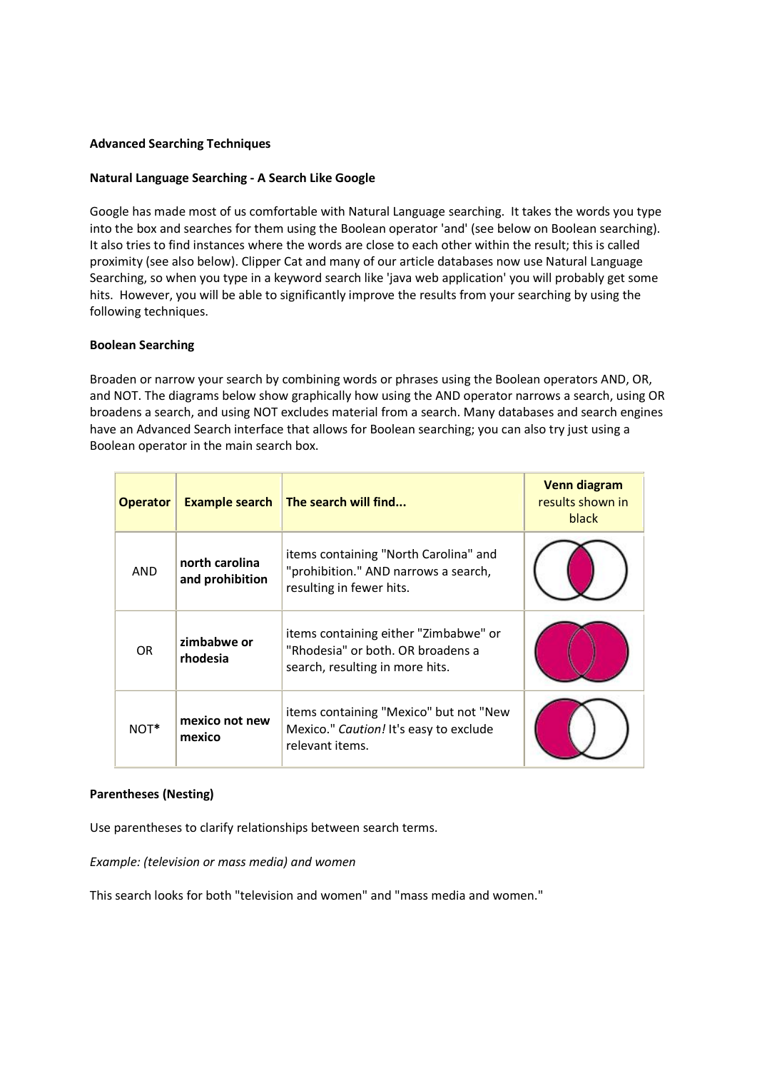**Advanced Searching Techniques**

**Natural Language Searching - A Search Like Google**

Google has made most of us comfortable with Natural Language searching. It takes the words you type into the box and searches for them using the Boolean operator 'and' (see below on Boolean searching). It also tries to find instances where the words are close to each other within the result; this is called proximity (see also below). Clipper Cat and many of our article databases now use Natural Language Searching, so when you type in a keyword search like 'java web application' you will probably get some hits. However, you will be able to significantly improve the results from your searching by using the following techniques.

**Boolean Searching**

Broaden or narrow your search by combining words or phrases using the Boolean operators AND, OR, and NOT. The diagrams below show graphically how using the AND operator narrows a search, using OR broadens a search, and using NOT excludes material from a search. Many databases and search engines have an Advanced Search interface that allows for Boolean searching; you can also try just using a Boolean operator in the main search box.

| **Operator** | **Example search** | **The search will find...** | **Venn diagram** results shown in black |
|---|---|---|---|
| AND | **north carolina and prohibition** | items containing "North Carolina" and "prohibition." AND narrows a search, resulting in fewer hits. | |
| OR | **zimbabwe or rhodesia** | items containing either "Zimbabwe" or "Rhodesia" or both. OR broadens a search, resulting in more hits. | |
| NOT* | **mexico not new mexico** | items containing "Mexico" but not "New Mexico." *Caution!* It's easy to exclude relevant items. | |

**Parentheses (Nesting)**

Use parentheses to clarify relationships between search terms.

*Example: (television or mass media) and women*

This search looks for both "television and women" and "mass media and women."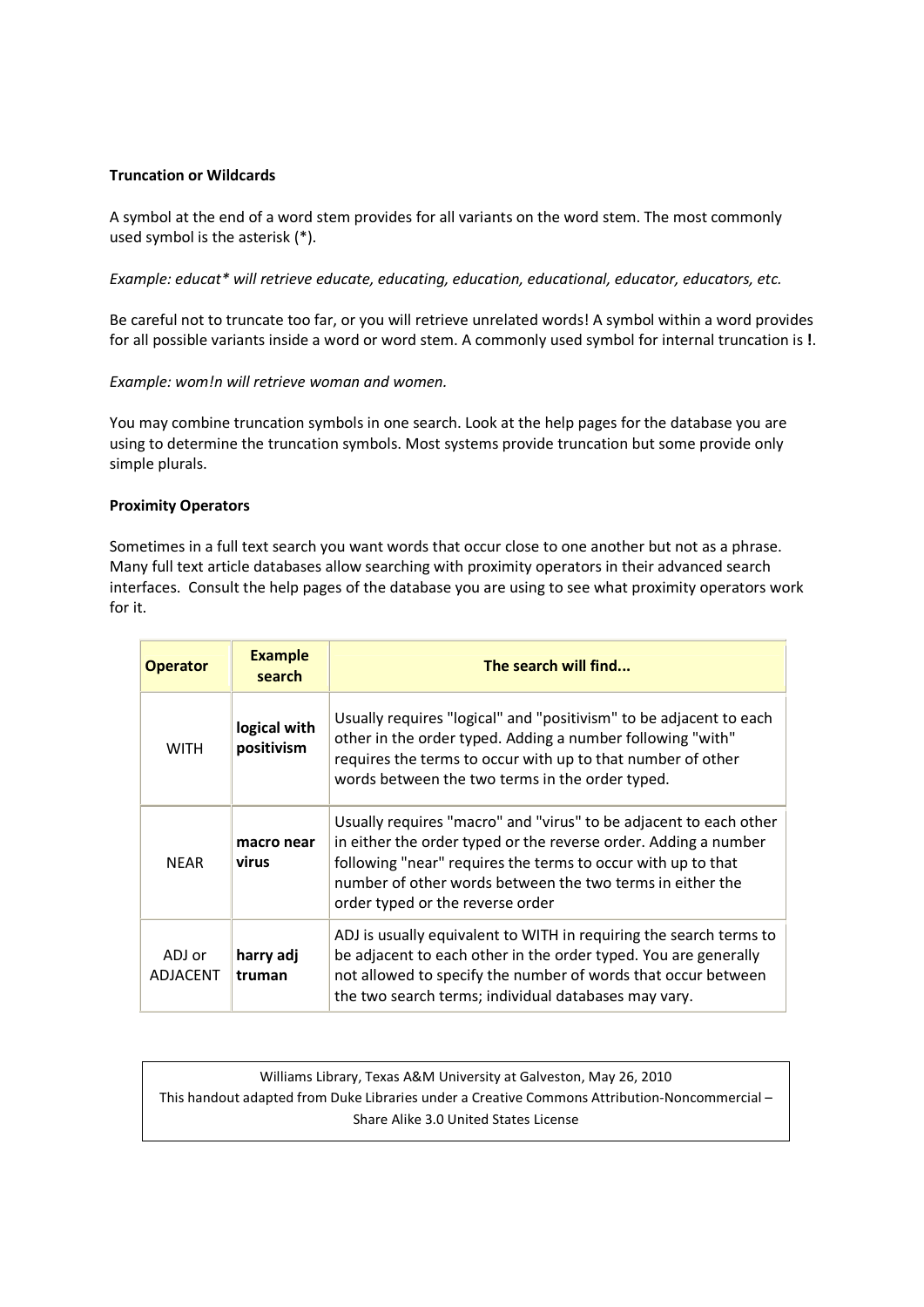**Truncation or Wildcards**

A symbol at the end of a word stem provides for all variants on the word stem. The most commonly used symbol is the asterisk (*).

*Example: educat* will retrieve educate, educating, education, educational, educator, educators, etc.*

Be careful not to truncate too far, or you will retrieve unrelated words! A symbol within a word provides for all possible variants inside a word or word stem. A commonly used symbol for internal truncation is **!**.

*Example: wom!n will retrieve woman and women.*

You may combine truncation symbols in one search. Look at the help pages for the database you are using to determine the truncation symbols. Most systems provide truncation but some provide only simple plurals.

**Proximity Operators**

Sometimes in a full text search you want words that occur close to one another but not as a phrase. Many full text article databases allow searching with proximity operators in their advanced search interfaces. Consult the help pages of the database you are using to see what proximity operators work for it.

| Operator | Example search | The search will find... |
|---|---|---|
| WITH | **logical with positivism** | Usually requires "logical" and "positivism" to be adjacent to each other in the order typed. Adding a number following "with" requires the terms to occur with up to that number of other words between the two terms in the order typed. |
| NEAR | **macro near virus** | Usually requires "macro" and "virus" to be adjacent to each other in either the order typed or the reverse order. Adding a number following "near" requires the terms to occur with up to that number of other words between the two terms in either the order typed or the reverse order |
| ADJ or ADJACENT | **harry adj truman** | ADJ is usually equivalent to WITH in requiring the search terms to be adjacent to each other in the order typed. You are generally not allowed to specify the number of words that occur between the two search terms; individual databases may vary. |

Williams Library, Texas A&M University at Galveston, May 26, 2010
This handout adapted from Duke Libraries under a Creative Commons Attribution-Noncommercial – Share Alike 3.0 United States License